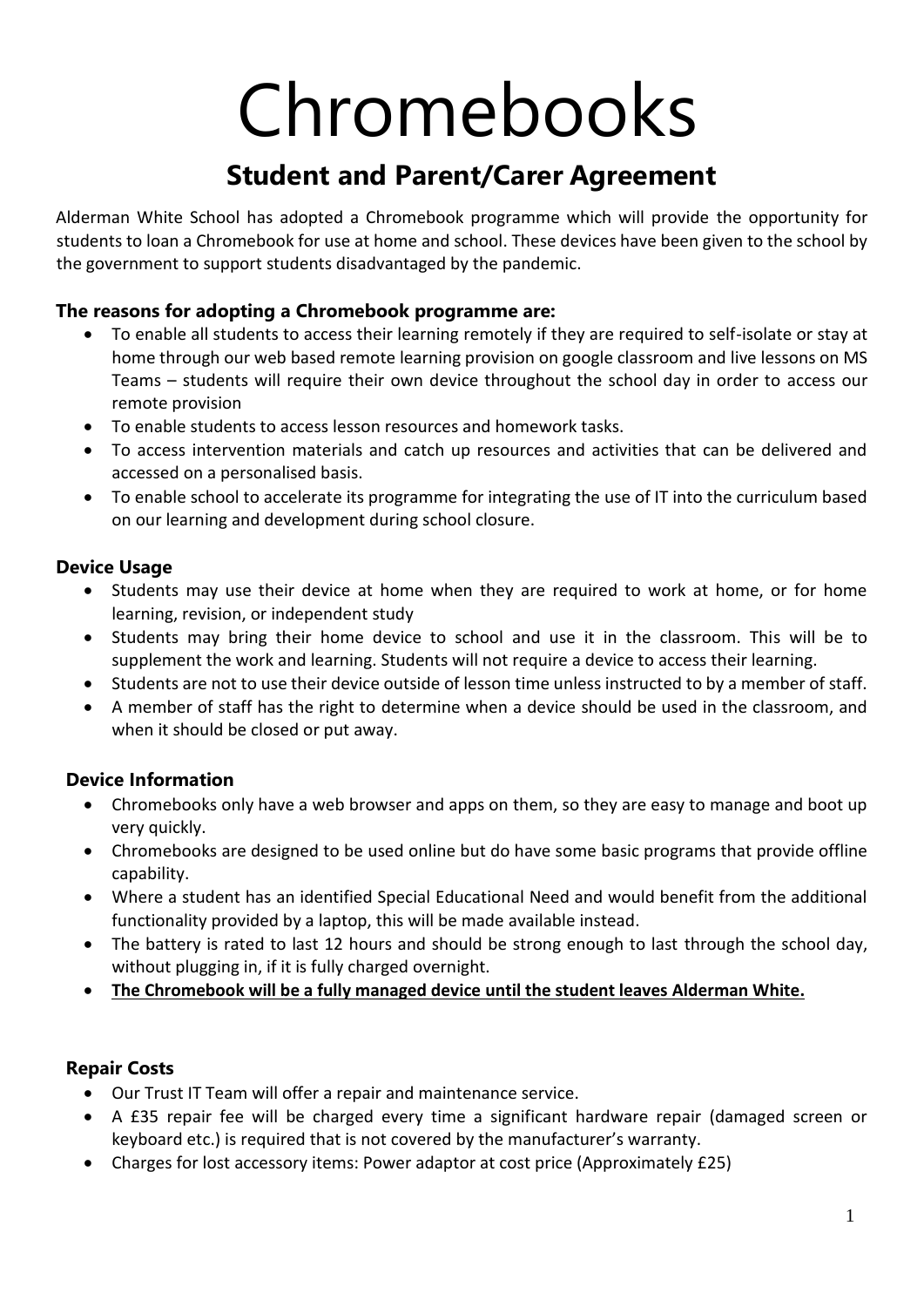# Chromebooks

## Student and Parent/Carer Agreement

Alderman White School has adopted a Chromebook programme which will provide the opportunity for students to loan a Chromebook for use at home and school. These devices have been given to the school by the government to support students disadvantaged by the pandemic.

### The reasons for adopting a Chromebook programme are:

- To enable all students to access their learning remotely if they are required to self-isolate or stay at home through our web based remote learning provision on google classroom and live lessons on MS Teams – students will require their own device throughout the school day in order to access our remote provision
- To enable students to access lesson resources and homework tasks.
- To access intervention materials and catch up resources and activities that can be delivered and accessed on a personalised basis.
- To enable school to accelerate its programme for integrating the use of IT into the curriculum based on our learning and development during school closure.

### Device Usage

- Students may use their device at home when they are required to work at home, or for home learning, revision, or independent study
- Students may bring their home device to school and use it in the classroom. This will be to supplement the work and learning. Students will not require a device to access their learning.
- Students are not to use their device outside of lesson time unless instructed to by a member of staff.
- A member of staff has the right to determine when a device should be used in the classroom, and when it should be closed or put away.

### Device Information

- Chromebooks only have a web browser and apps on them, so they are easy to manage and boot up very quickly.
- Chromebooks are designed to be used online but do have some basic programs that provide offline capability.
- Where a student has an identified Special Educational Need and would benefit from the additional functionality provided by a laptop, this will be made available instead.
- The battery is rated to last 12 hours and should be strong enough to last through the school day, without plugging in, if it is fully charged overnight.
- <u>**The Chromebook will be a fully managed device until the student leaves Alderman White.**</u>

### Repair Costs

- Our Trust IT Team will offer a repair and maintenance service.
- A £35 repair fee will be charged every time a significant hardware repair (damaged screen or keyboard etc.) is required that is not covered by the manufacturer's warranty.
- Charges for lost accessory items: Power adaptor at cost price (Approximately £25)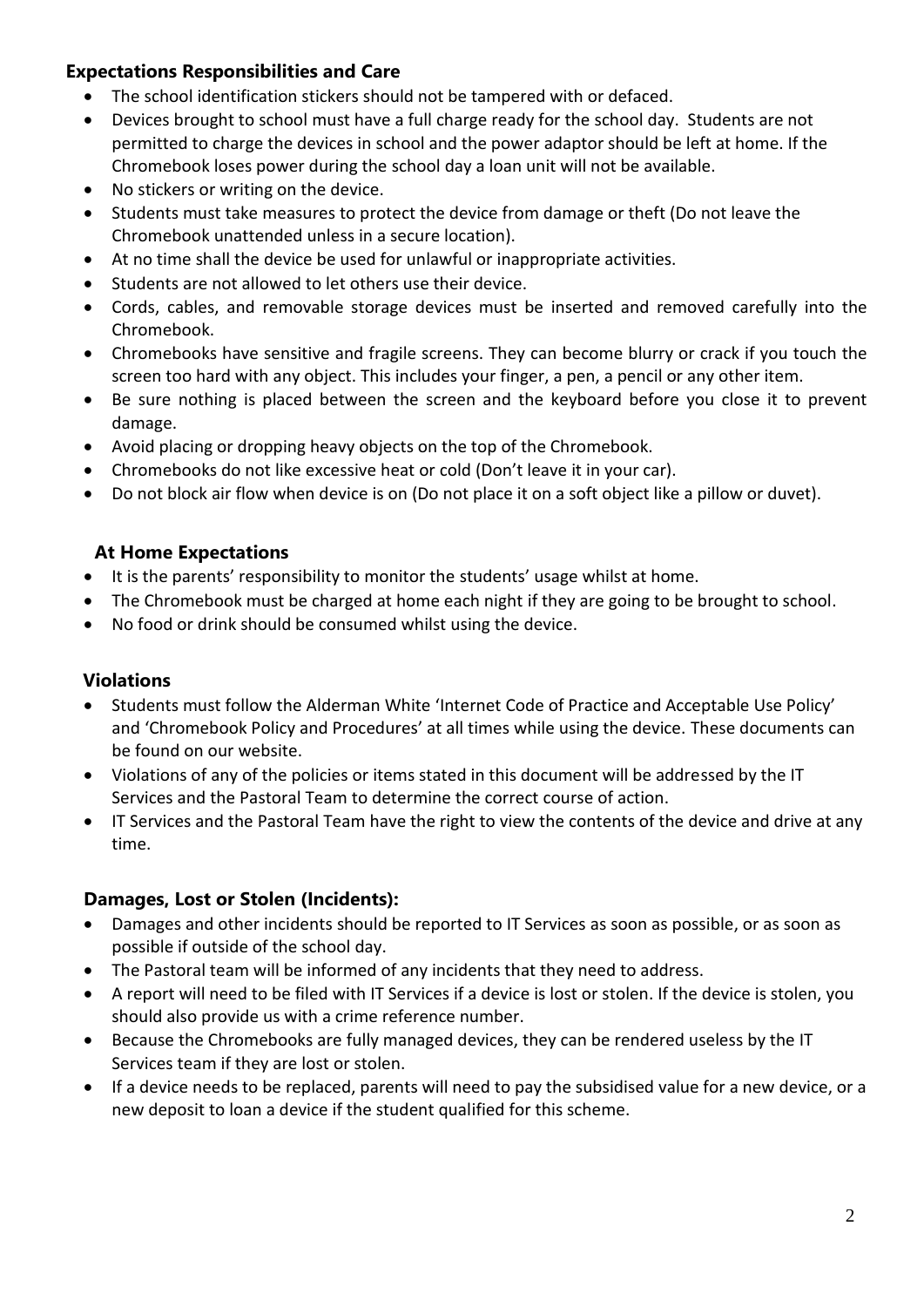## Expectations Responsibilities and Care

- The school identification stickers should not be tampered with or defaced.
- Devices brought to school must have a full charge ready for the school day. Students are not permitted to charge the devices in school and the power adaptor should be left at home. If the Chromebook loses power during the school day a loan unit will not be available.
- No stickers or writing on the device.
- Students must take measures to protect the device from damage or theft (Do not leave the Chromebook unattended unless in a secure location).
- At no time shall the device be used for unlawful or inappropriate activities.
- Students are not allowed to let others use their device.
- Cords, cables, and removable storage devices must be inserted and removed carefully into the Chromebook.
- Chromebooks have sensitive and fragile screens. They can become blurry or crack if you touch the screen too hard with any object. This includes your finger, a pen, a pencil or any other item.
- Be sure nothing is placed between the screen and the keyboard before you close it to prevent damage.
- Avoid placing or dropping heavy objects on the top of the Chromebook.
- Chromebooks do not like excessive heat or cold (Don't leave it in your car).
- Do not block air flow when device is on (Do not place it on a soft object like a pillow or duvet).

## At Home Expectations

- It is the parents' responsibility to monitor the students' usage whilst at home.
- The Chromebook must be charged at home each night if they are going to be brought to school.
- No food or drink should be consumed whilst using the device.

## Violations

- Students must follow the Alderman White 'Internet Code of Practice and Acceptable Use Policy' and 'Chromebook Policy and Procedures' at all times while using the device. These documents can be found on our website.
- Violations of any of the policies or items stated in this document will be addressed by the IT Services and the Pastoral Team to determine the correct course of action.
- IT Services and the Pastoral Team have the right to view the contents of the device and drive at any time.

## Damages, Lost or Stolen (Incidents):

- Damages and other incidents should be reported to IT Services as soon as possible, or as soon as possible if outside of the school day.
- The Pastoral team will be informed of any incidents that they need to address.
- A report will need to be filed with IT Services if a device is lost or stolen. If the device is stolen, you should also provide us with a crime reference number.
- Because the Chromebooks are fully managed devices, they can be rendered useless by the IT Services team if they are lost or stolen.
- If a device needs to be replaced, parents will need to pay the subsidised value for a new device, or a new deposit to loan a device if the student qualified for this scheme.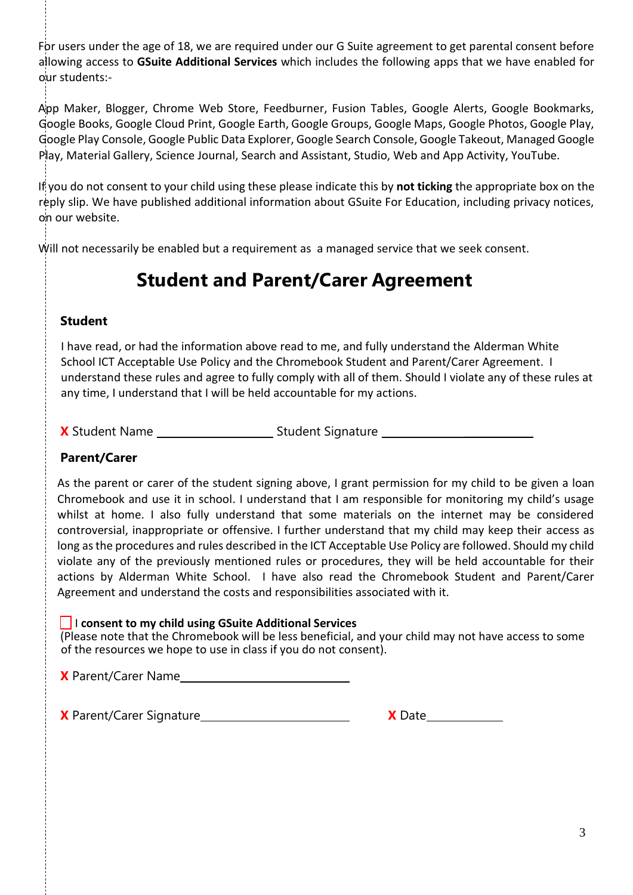For users under the age of 18, we are required under our G Suite agreement to get parental consent before allowing access to **GSuite Additional Services** which includes the following apps that we have enabled for our students:-

App Maker, Blogger, Chrome Web Store, Feedburner, Fusion Tables, Google Alerts, Google Bookmarks, Google Books, Google Cloud Print, Google Earth, Google Groups, Google Maps, Google Photos, Google Play, Google Play Console, Google Public Data Explorer, Google Search Console, Google Takeout, Managed Google Play, Material Gallery, Science Journal, Search and Assistant, Studio, Web and App Activity, YouTube.

If you do not consent to your child using these please indicate this by **not ticking** the appropriate box on the reply slip. We have published additional information about GSuite For Education, including privacy notices, on our website.

Will not necessarily be enabled but a requirement as a managed service that we seek consent.

# Student and Parent/Carer Agreement

**Student**

I have read, or had the information above read to me, and fully understand the Alderman White School ICT Acceptable Use Policy and the Chromebook Student and Parent/Carer Agreement. I understand these rules and agree to fully comply with all of them. Should I violate any of these rules at any time, I understand that I will be held accountable for my actions.

**X** Student Name ____________________ Student Signature ________________________

**Parent/Carer**

As the parent or carer of the student signing above, I grant permission for my child to be given a loan Chromebook and use it in school. I understand that I am responsible for monitoring my child's usage whilst at home. I also fully understand that some materials on the internet may be considered controversial, inappropriate or offensive. I further understand that my child may keep their access as long as the procedures and rules described in the ICT Acceptable Use Policy are followed. Should my child violate any of the previously mentioned rules or procedures, they will be held accountable for their actions by Alderman White School. I have also read the Chromebook Student and Parent/Carer Agreement and understand the costs and responsibilities associated with it.

☐ I **consent to my child using GSuite Additional Services**
(Please note that the Chromebook will be less beneficial, and your child may not have access to some of the resources we hope to use in class if you do not consent).

**X** Parent/Carer Name____________________________

**X** Parent/Carer Signature________________________ **X** Date____________